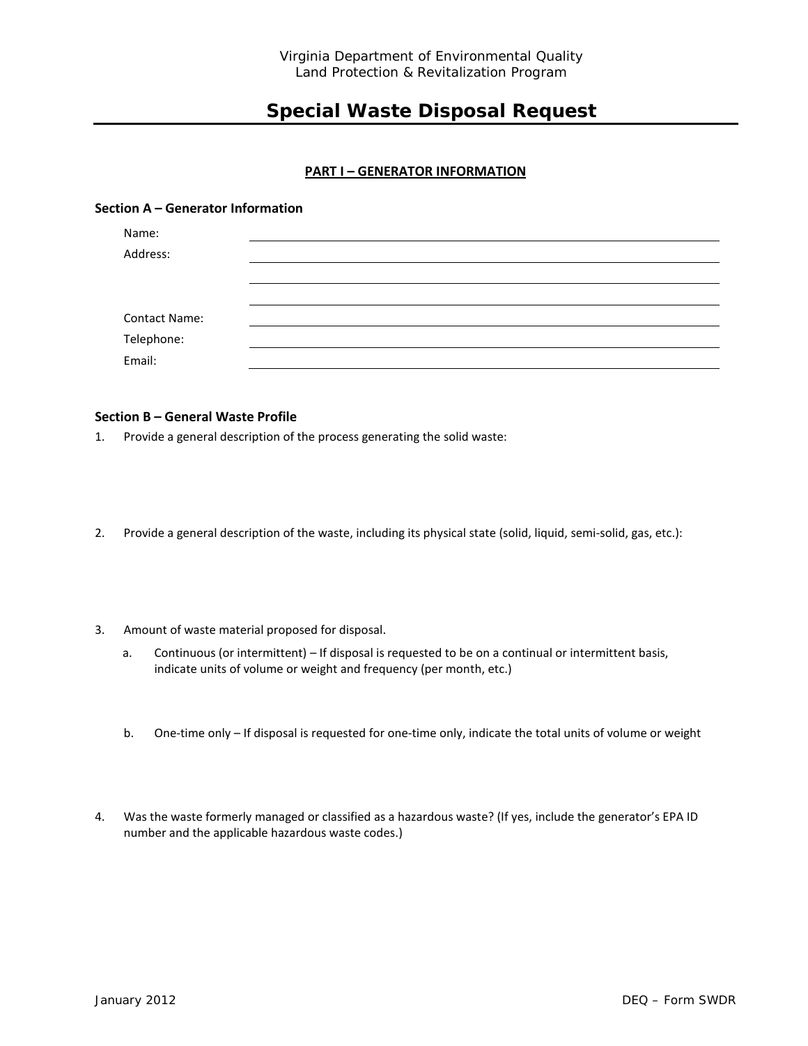Virginia Department of Environmental Quality
Land Protection & Revitalization Program

# Special Waste Disposal Request

## PART I – GENERATOR INFORMATION

### Section A – Generator Information

Name: ______________________________

Address: ______________________________

______________________________

______________________________

Contact Name: ______________________________

Telephone: ______________________________

Email: ______________________________

### Section B – General Waste Profile

1. Provide a general description of the process generating the solid waste:

2. Provide a general description of the waste, including its physical state (solid, liquid, semi-solid, gas, etc.):

3. Amount of waste material proposed for disposal.

   a. Continuous (or intermittent) – If disposal is requested to be on a continual or intermittent basis, indicate units of volume or weight and frequency (per month, etc.)

   b. One-time only – If disposal is requested for one-time only, indicate the total units of volume or weight

4. Was the waste formerly managed or classified as a hazardous waste? (If yes, include the generator's EPA ID number and the applicable hazardous waste codes.)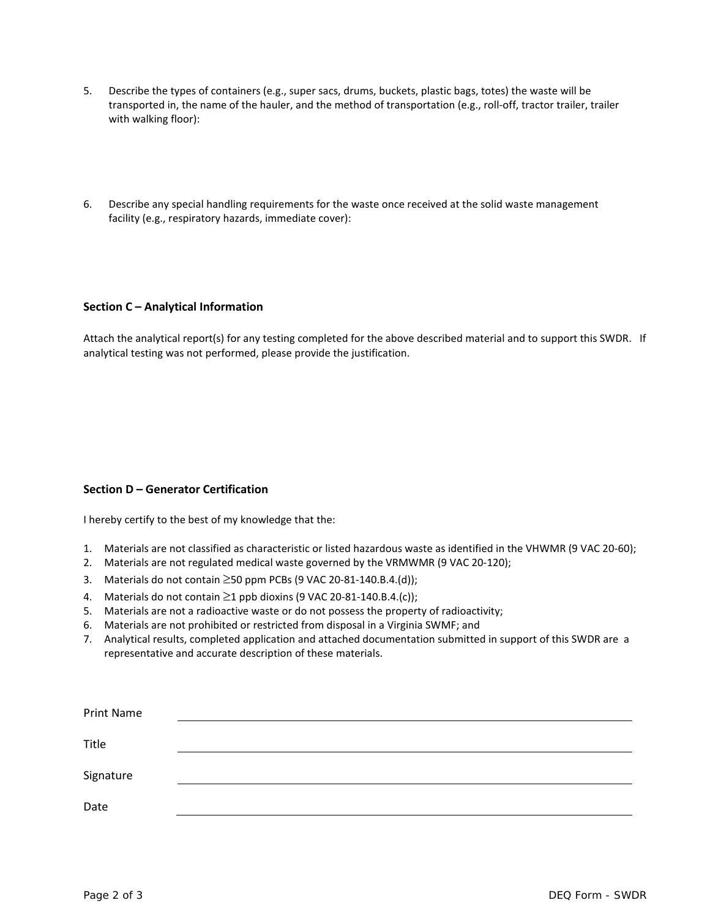5. Describe the types of containers (e.g., super sacs, drums, buckets, plastic bags, totes) the waste will be transported in, the name of the hauler, and the method of transportation (e.g., roll-off, tractor trailer, trailer with walking floor):

6. Describe any special handling requirements for the waste once received at the solid waste management facility (e.g., respiratory hazards, immediate cover):

### Section C – Analytical Information

Attach the analytical report(s) for any testing completed for the above described material and to support this SWDR. If analytical testing was not performed, please provide the justification.

### Section D – Generator Certification

I hereby certify to the best of my knowledge that the:

1. Materials are not classified as characteristic or listed hazardous waste as identified in the VHWMR (9 VAC 20-60);
2. Materials are not regulated medical waste governed by the VRMWMR (9 VAC 20-120);
3. Materials do not contain ≥50 ppm PCBs (9 VAC 20-81-140.B.4.(d));
4. Materials do not contain ≥1 ppb dioxins (9 VAC 20-81-140.B.4.(c));
5. Materials are not a radioactive waste or do not possess the property of radioactivity;
6. Materials are not prohibited or restricted from disposal in a Virginia SWMF; and
7. Analytical results, completed application and attached documentation submitted in support of this SWDR are a representative and accurate description of these materials.

Print Name \_\_\_\_\_\_\_\_\_\_\_\_\_\_\_\_\_\_\_\_\_\_\_\_\_\_\_\_\_\_\_\_\_\_\_\_\_\_\_\_

Title \_\_\_\_\_\_\_\_\_\_\_\_\_\_\_\_\_\_\_\_\_\_\_\_\_\_\_\_\_\_\_\_\_\_\_\_\_\_\_\_

Signature \_\_\_\_\_\_\_\_\_\_\_\_\_\_\_\_\_\_\_\_\_\_\_\_\_\_\_\_\_\_\_\_\_\_\_\_\_\_\_\_

Date \_\_\_\_\_\_\_\_\_\_\_\_\_\_\_\_\_\_\_\_\_\_\_\_\_\_\_\_\_\_\_\_\_\_\_\_\_\_\_\_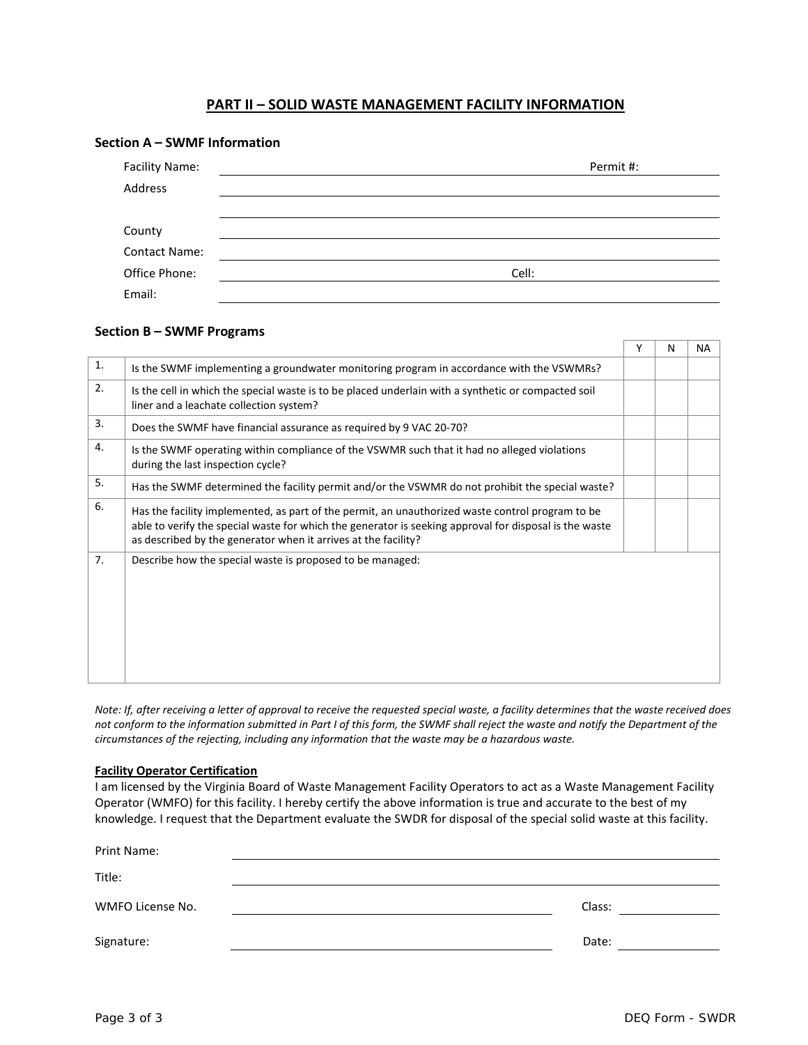## PART II – SOLID WASTE MANAGEMENT FACILITY INFORMATION

### Section A – SWMF Information

Facility Name: ______________________ Permit #: __________

Address ______________________

______________________

County ______________________

Contact Name: ______________________

Office Phone: ______________________ Cell: __________

Email: ______________________

### Section B – SWMF Programs

| | | Y | N | NA |
|---|---|---|---|---|
| 1. | Is the SWMF implementing a groundwater monitoring program in accordance with the VSWMRs? | | | |
| 2. | Is the cell in which the special waste is to be placed underlain with a synthetic or compacted soil liner and a leachate collection system? | | | |
| 3. | Does the SWMF have financial assurance as required by 9 VAC 20-70? | | | |
| 4. | Is the SWMF operating within compliance of the VSWMR such that it had no alleged violations during the last inspection cycle? | | | |
| 5. | Has the SWMF determined the facility permit and/or the VSWMR do not prohibit the special waste? | | | |
| 6. | Has the facility implemented, as part of the permit, an unauthorized waste control program to be able to verify the special waste for which the generator is seeking approval for disposal is the waste as described by the generator when it arrives at the facility? | | | |
| 7. | Describe how the special waste is proposed to be managed: | | | |

*Note: If, after receiving a letter of approval to receive the requested special waste, a facility determines that the waste received does not conform to the information submitted in Part I of this form, the SWMF shall reject the waste and notify the Department of the circumstances of the rejecting, including any information that the waste may be a hazardous waste.*

**Facility Operator Certification**

I am licensed by the Virginia Board of Waste Management Facility Operators to act as a Waste Management Facility Operator (WMFO) for this facility. I hereby certify the above information is true and accurate to the best of my knowledge. I request that the Department evaluate the SWDR for disposal of the special solid waste at this facility.

Print Name: ______________________

Title: ______________________

WMFO License No. ______________________ Class: __________

Signature: ______________________ Date: __________